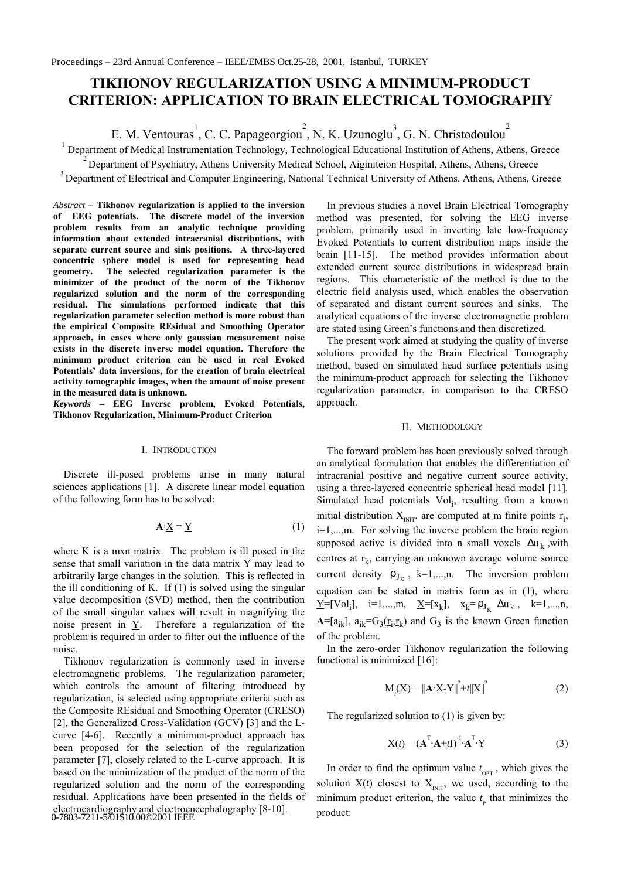# TIKHONOV REGULARIZATION USING A MINIMUM-PRODUCT CRITERION: APPLICATION TO BRAIN ELECTRICAL TOMOGRAPHY

E. M. Ventouras[1], C. C. Papageorgiou[2], N. K. Uzunoglu[3], G. N. Christodoulou[2]

[1] Department of Medical Instrumentation Technology, Technological Educational Institution of Athens, Athens, Greece
[2] Department of Psychiatry, Athens University Medical School, Aiginiteion Hospital, Athens, Athens, Greece
[3] Department of Electrical and Computer Engineering, National Technical University of Athens, Athens, Athens, Greece

*Abstract* – **Tikhonov regularization is applied to the inversion of EEG potentials. The discrete model of the inversion problem results from an analytic technique providing information about extended intracranial distributions, with separate current source and sink positions. A three-layered concentric sphere model is used for representing head geometry. The selected regularization parameter is the minimizer of the product of the norm of the Tikhonov regularized solution and the norm of the corresponding residual. The simulations performed indicate that this regularization parameter selection method is more robust than the empirical Composite REsidual and Smoothing Operator approach, in cases where only gaussian measurement noise exists in the discrete inverse model equation. Therefore the minimum product criterion can be used in real Evoked Potentials' data inversions, for the creation of brain electrical activity tomographic images, when the amount of noise present in the measured data is unknown.**

***Keywords*** **– EEG Inverse problem, Evoked Potentials, Tikhonov Regularization, Minimum-Product Criterion**

## I. Introduction

Discrete ill-posed problems arise in many natural sciences applications [1]. A discrete linear model equation of the following form has to be solved:

$$\mathbf{A}\cdot\underline{X} = \underline{Y} \tag{1}$$

where K is a mxn matrix. The problem is ill posed in the sense that small variation in the data matrix $\underline{Y}$ may lead to arbitrarily large changes in the solution. This is reflected in the ill conditioning of K. If (1) is solved using the singular value decomposition (SVD) method, then the contribution of the small singular values will result in magnifying the noise present in $\underline{Y}$. Therefore a regularization of the problem is required in order to filter out the influence of the noise.

Tikhonov regularization is commonly used in inverse electromagnetic problems. The regularization parameter, which controls the amount of filtering introduced by regularization, is selected using appropriate criteria such as the Composite REsidual and Smoothing Operator (CRESO) [2], the Generalized Cross-Validation (GCV) [3] and the L-curve [4-6]. Recently a minimum-product approach has been proposed for the selection of the regularization parameter [7], closely related to the L-curve approach. It is based on the minimization of the product of the norm of the regularized solution and the norm of the corresponding residual. Applications have been presented in the fields of electrocardiography and electroencephalography [8-10].

0-7803-7211-5/01$10.00©2001 IEEE

In previous studies a novel Brain Electrical Tomography method was presented, for solving the EEG inverse problem, primarily used in inverting late low-frequency Evoked Potentials to current distribution maps inside the brain [11-15]. The method provides information about extended current source distributions in widespread brain regions. This characteristic of the method is due to the electric field analysis used, which enables the observation of separated and distant current sources and sinks. The analytical equations of the inverse electromagnetic problem are stated using Green's functions and then discretized.

The present work aimed at studying the quality of inverse solutions provided by the Brain Electrical Tomography method, based on simulated head surface potentials using the minimum-product approach for selecting the Tikhonov regularization parameter, in comparison to the CRESO approach.

## II. Methodology

The forward problem has been previously solved through an analytical formulation that enables the differentiation of intracranial positive and negative current source activity, using a three-layered concentric spherical head model [11]. Simulated head potentials $Vol_i$, resulting from a known initial distribution $\underline{X}_{INIT}$, are computed at m finite points $\underline{r}_i$, i=1,...,m. For solving the inverse problem the brain region supposed active is divided into n small voxels $\Delta u_k$, with centres at $\underline{r}_k$, carrying an unknown average volume source current density $\rho_{J_K}$, k=1,...,n. The inversion problem equation can be stated in matrix form as in (1), where $\underline{Y}=[Vol_i]$, i=1,...,m, $\underline{X}=[x_k]$, $x_k=\rho_{J_K}\Delta u_k$, k=1,...,n, $\mathbf{A}=[a_{ik}]$, $a_{ik}=G_3(\underline{r}_i,\underline{r}_k)$ and $G_3$ is the known Green function of the problem.

In the zero-order Tikhonov regularization the following functional is minimized [16]:

$$M_t(\underline{X}) = \|\mathbf{A}\cdot\underline{X}-\underline{Y}\|^2+t\|\underline{X}\|^2 \tag{2}$$

The regularized solution to (1) is given by:

$$\underline{X}(t) = (\mathbf{A}^T\cdot\mathbf{A}+t\mathbf{I})^{-1}\cdot\mathbf{A}^T\cdot\underline{Y} \tag{3}$$

In order to find the optimum value $t_{OPT}$, which gives the solution $\underline{X}(t)$ closest to $\underline{X}_{INIT}$, we used, according to the minimum product criterion, the value $t_p$ that minimizes the product: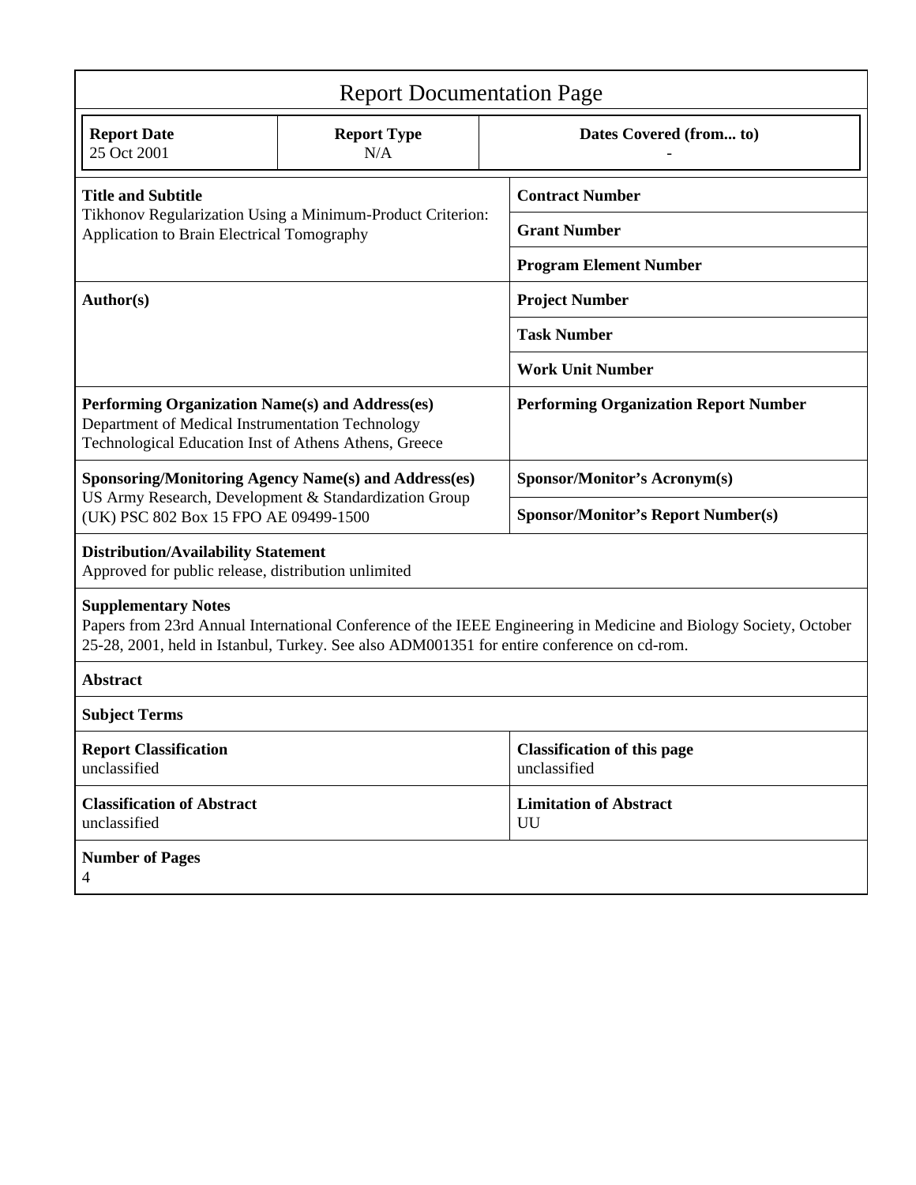# Report Documentation Page

| Report Date | Report Type | Dates Covered (from... to) |
|---|---|---|
| 25 Oct 2001 | N/A | - |

| | |
|---|---|
| **Title and Subtitle**<br>Tikhonov Regularization Using a Minimum-Product Criterion: Application to Brain Electrical Tomography | **Contract Number** |
| | **Grant Number** |
| | **Program Element Number** |
| **Author(s)** | **Project Number** |
| | **Task Number** |
| | **Work Unit Number** |
| **Performing Organization Name(s) and Address(es)**<br>Department of Medical Instrumentation Technology Technological Education Inst of Athens Athens, Greece | **Performing Organization Report Number** |
| **Sponsoring/Monitoring Agency Name(s) and Address(es)**<br>US Army Research, Development & Standardization Group (UK) PSC 802 Box 15 FPO AE 09499-1500 | **Sponsor/Monitor's Acronym(s)** |
| | **Sponsor/Monitor's Report Number(s)** |

**Distribution/Availability Statement**
Approved for public release, distribution unlimited

**Supplementary Notes**
Papers from 23rd Annual International Conference of the IEEE Engineering in Medicine and Biology Society, October 25-28, 2001, held in Istanbul, Turkey. See also ADM001351 for entire conference on cd-rom.

**Abstract**

**Subject Terms**

| | |
|---|---|
| **Report Classification**<br>unclassified | **Classification of this page**<br>unclassified |
| **Classification of Abstract**<br>unclassified | **Limitation of Abstract**<br>UU |

**Number of Pages**
4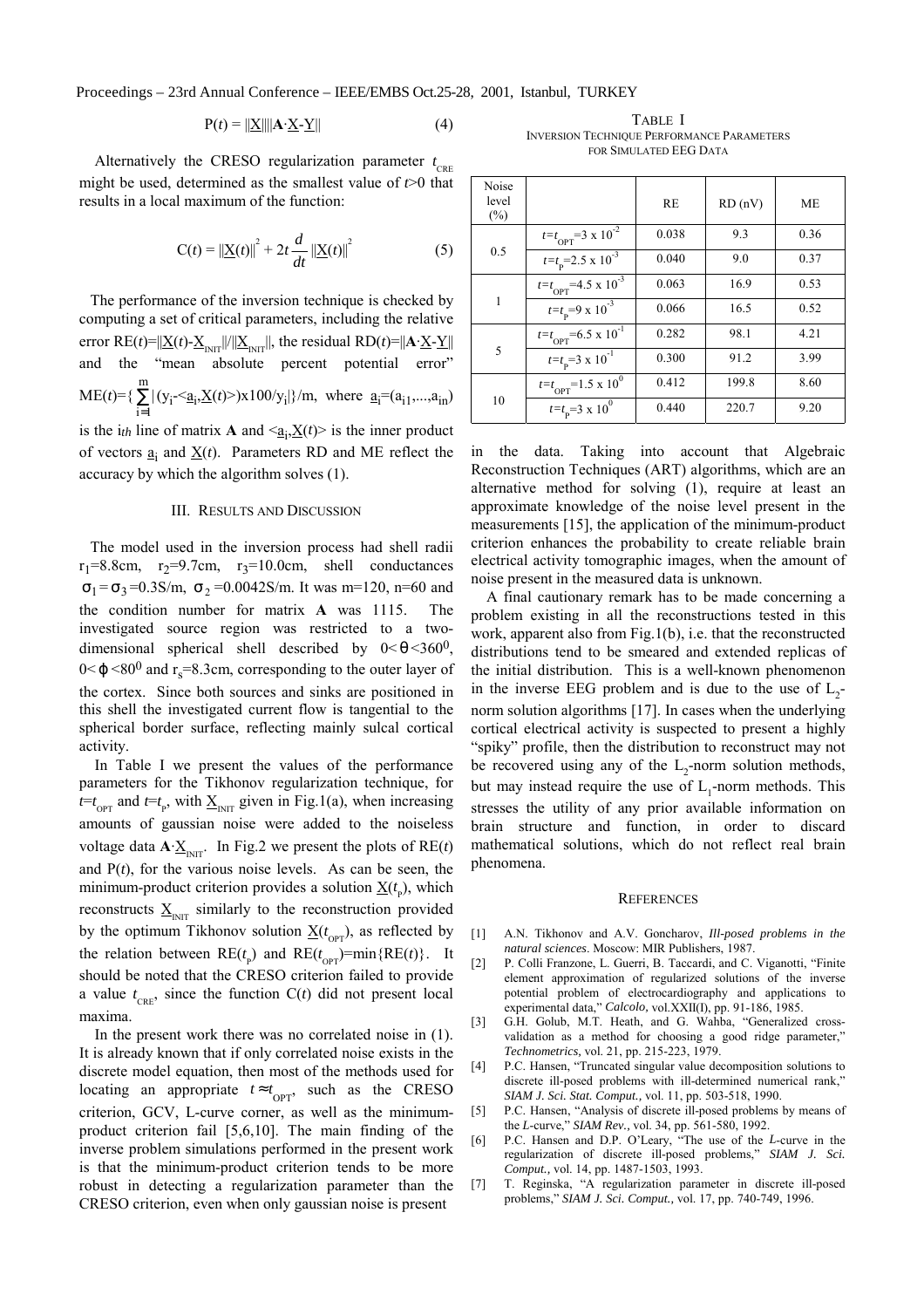$$\mathrm{P}(t) = \|\underline{\mathrm{X}}\|\|\mathbf{A}\cdot\underline{\mathrm{X}}-\underline{\mathrm{Y}}\| \tag{4}$$

Alternatively the CRESO regularization parameter $t_{\mathrm{CRE}}$ might be used, determined as the smallest value of $t$>0 that results in a local maximum of the function:

$$\mathrm{C}(t) = \|\underline{\mathrm{X}}(t)\|^2 + 2t\frac{d}{dt}\|\underline{\mathrm{X}}(t)\|^2 \tag{5}$$

The performance of the inversion technique is checked by computing a set of critical parameters, including the relative error $\mathrm{RE}(t)=\|\underline{\mathrm{X}}(t)-\underline{\mathrm{X}}_{\mathrm{INIT}}\|/\|\underline{\mathrm{X}}_{\mathrm{INIT}}\|$, the residual $\mathrm{RD}(t)=\|\mathbf{A}\cdot\underline{\mathrm{X}}-\underline{\mathrm{Y}}\|$ and the "mean absolute percent potential error" $\mathrm{ME}(t)=\{\sum_{i=1}^{m}|(y_i-\langle\underline{a}_i,\underline{\mathrm{X}}(t)\rangle)\mathrm{x}100/y_i|\}/m$, where $\underline{a}_i=(a_{i1},...,a_{in})$ is the $i_{th}$ line of matrix **A** and $\langle\underline{a}_i,\underline{\mathrm{X}}(t)\rangle$ is the inner product of vectors $\underline{a}_i$ and $\underline{\mathrm{X}}(t)$. Parameters RD and ME reflect the accuracy by which the algorithm solves (1).

## III. Results and Discussion

The model used in the inversion process had shell radii $r_1$=8.8cm, $r_2$=9.7cm, $r_3$=10.0cm, shell conductances $\sigma_1=\sigma_3$=0.3S/m, $\sigma_2$=0.0042S/m. It was m=120, n=60 and the condition number for matrix **A** was 1115. The investigated source region was restricted to a two-dimensional spherical shell described by $0<\theta<360^0$, $0<\varphi<80^0$ and $r_s$=8.3cm, corresponding to the outer layer of the cortex. Since both sources and sinks are positioned in this shell the investigated current flow is tangential to the spherical border surface, reflecting mainly sulcal cortical activity.

In Table I we present the values of the performance parameters for the Tikhonov regularization technique, for $t=t_{\mathrm{OPT}}$ and $t=t_{\mathrm{P}}$, with $\underline{\mathrm{X}}_{\mathrm{INIT}}$ given in Fig.1(a), when increasing amounts of gaussian noise were added to the noiseless voltage data $\mathbf{A}\cdot\underline{\mathrm{X}}_{\mathrm{INIT}}$. In Fig.2 we present the plots of RE($t$) and P($t$), for the various noise levels. As can be seen, the minimum-product criterion provides a solution $\underline{\mathrm{X}}(t_{\mathrm{P}})$, which reconstructs $\underline{\mathrm{X}}_{\mathrm{INIT}}$ similarly to the reconstruction provided by the optimum Tikhonov solution $\underline{\mathrm{X}}(t_{\mathrm{OPT}})$, as reflected by the relation between $\mathrm{RE}(t_{\mathrm{P}})$ and $\mathrm{RE}(t_{\mathrm{OPT}})=\min\{\mathrm{RE}(t)\}$. It should be noted that the CRESO criterion failed to provide a value $t_{\mathrm{CRE}}$, since the function C($t$) did not present local maxima.

In the present work there was no correlated noise in (1). It is already known that if only correlated noise exists in the discrete model equation, then most of the methods used for locating an appropriate $t\approx t_{\mathrm{OPT}}$, such as the CRESO criterion, GCV, L-curve corner, as well as the minimum-product criterion fail [5,6,10]. The main finding of the inverse problem simulations performed in the present work is that the minimum-product criterion tends to be more robust in detecting a regularization parameter than the CRESO criterion, even when only gaussian noise is present in the data. Taking into account that Algebraic Reconstruction Techniques (ART) algorithms, which are an alternative method for solving (1), require at least an approximate knowledge of the noise level present in the measurements [15], the application of the minimum-product criterion enhances the probability to create reliable brain electrical activity tomographic images, when the amount of noise present in the measured data is unknown.

A final cautionary remark has to be made concerning a problem existing in all the reconstructions tested in this work, apparent also from Fig.1(b), i.e. that the reconstructed distributions tend to be smeared and extended replicas of the initial distribution. This is a well-known phenomenon in the inverse EEG problem and is due to the use of $L_2$-norm solution algorithms [17]. In cases when the underlying cortical electrical activity is suspected to present a highly "spiky" profile, then the distribution to reconstruct may not be recovered using any of the $L_2$-norm solution methods, but may instead require the use of $L_1$-norm methods. This stresses the utility of any prior available information on brain structure and function, in order to discard mathematical solutions, which do not reflect real brain phenomena.

TABLE I
INVERSION TECHNIQUE PERFORMANCE PARAMETERS FOR SIMULATED EEG DATA

| Noise level (%) | | RE | RD (nV) | ME |
|---|---|---|---|---|
| 0.5 | $t=t_{\mathrm{OPT}}=3 \times 10^{-2}$ | 0.038 | 9.3 | 0.36 |
| | $t=t_{\mathrm{P}}=2.5 \times 10^{-3}$ | 0.040 | 9.0 | 0.37 |
| 1 | $t=t_{\mathrm{OPT}}=4.5 \times 10^{-3}$ | 0.063 | 16.9 | 0.53 |
| | $t=t_{\mathrm{P}}=9 \times 10^{-3}$ | 0.066 | 16.5 | 0.52 |
| 5 | $t=t_{\mathrm{OPT}}=6.5 \times 10^{-1}$ | 0.282 | 98.1 | 4.21 |
| | $t=t_{\mathrm{P}}=3 \times 10^{-1}$ | 0.300 | 91.2 | 3.99 |
| 10 | $t=t_{\mathrm{OPT}}=1.5 \times 10^{0}$ | 0.412 | 199.8 | 8.60 |
| | $t=t_{\mathrm{P}}=3 \times 10^{0}$ | 0.440 | 220.7 | 9.20 |

## References

[1] A.N. Tikhonov and A.V. Goncharov, *Ill-posed problems in the natural sciences*. Moscow: MIR Publishers, 1987.

[2] P. Colli Franzone, L. Guerri, B. Taccardi, and C. Viganotti, "Finite element approximation of regularized solutions of the inverse potential problem of electrocardiography and applications to experimental data," *Calcolo*, vol.XXII(I), pp. 91-186, 1985.

[3] G.H. Golub, M.T. Heath, and G. Wahba, "Generalized cross-validation as a method for choosing a good ridge parameter," *Technometrics*, vol. 21, pp. 215-223, 1979.

[4] P.C. Hansen, "Truncated singular value decomposition solutions to discrete ill-posed problems with ill-determined numerical rank," *SIAM J. Sci. Stat. Comput.*, vol. 11, pp. 503-518, 1990.

[5] P.C. Hansen, "Analysis of discrete ill-posed problems by means of the *L*-curve," *SIAM Rev.*, vol. 34, pp. 561-580, 1992.

[6] P.C. Hansen and D.P. O'Leary, "The use of the *L*-curve in the regularization of discrete ill-posed problems," *SIAM J. Sci. Comput.*, vol. 14, pp. 1487-1503, 1993.

[7] T. Reginska, "A regularization parameter in discrete ill-posed problems," *SIAM J. Sci. Comput.*, vol. 17, pp. 740-749, 1996.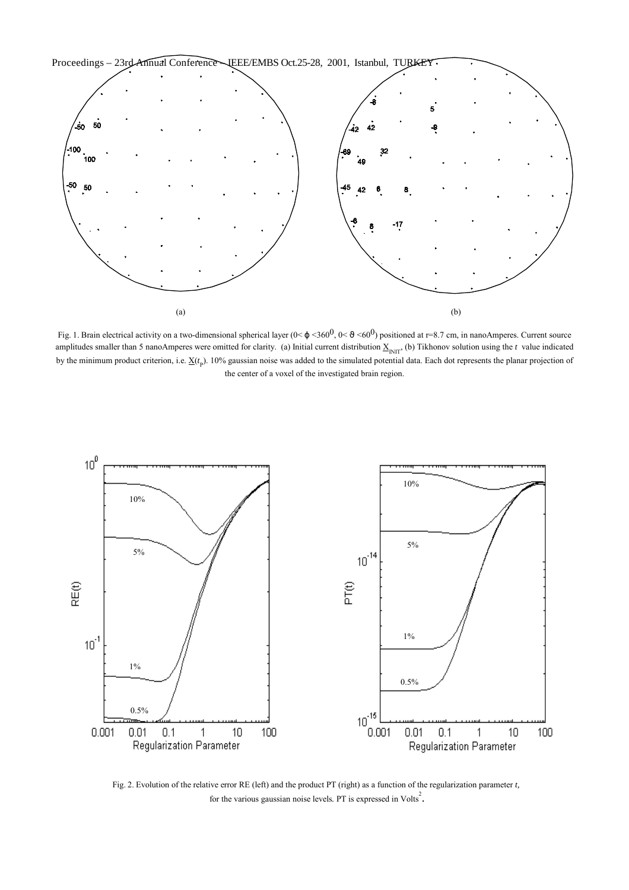Fig. 1. Brain electrical activity on a two-dimensional spherical layer ($0< \phi <360^0$, $0< \vartheta <60^0$) positioned at r=8.7 cm, in nanoAmperes. Current source amplitudes smaller than 5 nanoAmperes were omitted for clarity. (a) Initial current distribution $\underline{X}_{INIT}$, (b) Tikhonov solution using the $t$ value indicated by the minimum product criterion, i.e. $\underline{X}(t_p)$. 10% gaussian noise was added to the simulated potential data. Each dot represents the planar projection of the center of a voxel of the investigated brain region.

Fig. 2. Evolution of the relative error RE (left) and the product PT (right) as a function of the regularization parameter $t$, for the various gaussian noise levels. PT is expressed in Volts$^2$.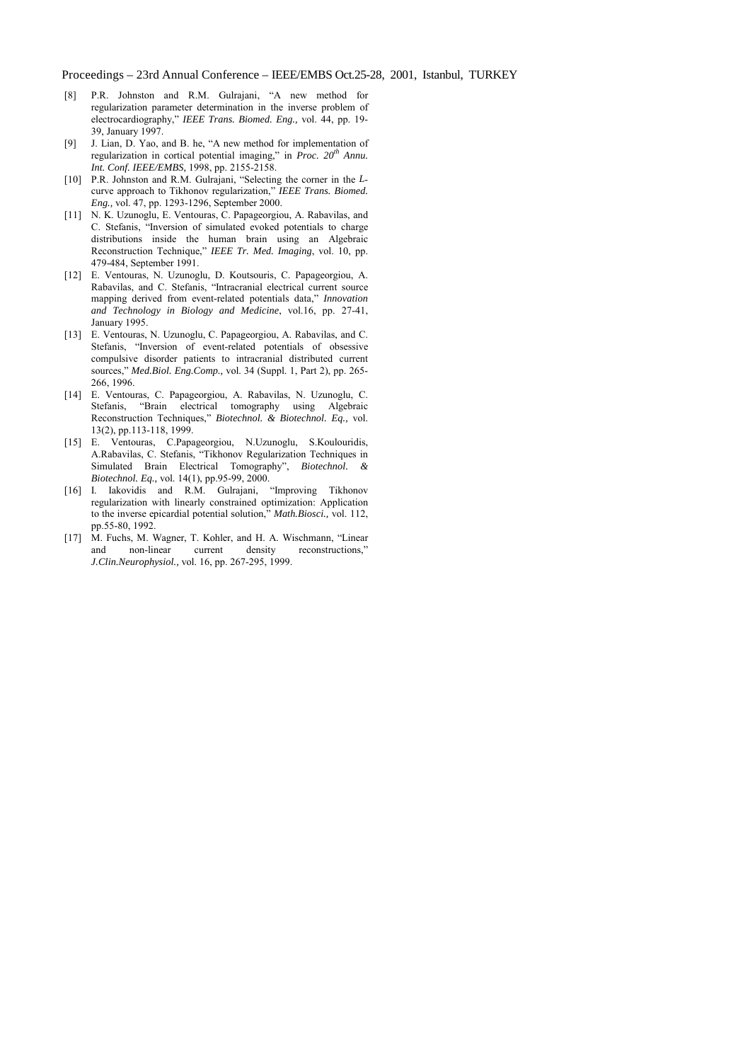[8] P.R. Johnston and R.M. Gulrajani, "A new method for regularization parameter determination in the inverse problem of electrocardiography," *IEEE Trans. Biomed. Eng.,* vol. 44, pp. 19-39, January 1997.

[9] J. Lian, D. Yao, and B. he, "A new method for implementation of regularization in cortical potential imaging," in *Proc. 20th Annu. Int. Conf. IEEE/EMBS,* 1998, pp. 2155-2158.

[10] P.R. Johnston and R.M. Gulrajani, "Selecting the corner in the *L*-curve approach to Tikhonov regularization," *IEEE Trans. Biomed. Eng.,* vol. 47, pp. 1293-1296, September 2000.

[11] N. K. Uzunoglu, E. Ventouras, C. Papageorgiou, A. Rabavilas, and C. Stefanis, "Inversion of simulated evoked potentials to charge distributions inside the human brain using an Algebraic Reconstruction Technique," *IEEE Tr. Med. Imaging*, vol. 10, pp. 479-484, September 1991.

[12] E. Ventouras, N. Uzunoglu, D. Koutsouris, C. Papageorgiou, A. Rabavilas, and C. Stefanis, "Intracranial electrical current source mapping derived from event-related potentials data," *Innovation and Technology in Biology and Medicine*, vol.16, pp. 27-41, January 1995.

[13] E. Ventouras, N. Uzunoglu, C. Papageorgiou, A. Rabavilas, and C. Stefanis, "Inversion of event-related potentials of obsessive compulsive disorder patients to intracranial distributed current sources," *Med.Biol. Eng.Comp.,* vol. 34 (Suppl. 1, Part 2), pp. 265-266, 1996.

[14] E. Ventouras, C. Papageorgiou, A. Rabavilas, N. Uzunoglu, C. Stefanis, "Brain electrical tomography using Algebraic Reconstruction Techniques," *Biotechnol. & Biotechnol. Eq.,* vol. 13(2), pp.113-118, 1999.

[15] E. Ventouras, C.Papageorgiou, N.Uzunoglu, S.Koulouridis, A.Rabavilas, C. Stefanis, "Tikhonov Regularization Techniques in Simulated Brain Electrical Tomography", *Biotechnol. & Biotechnol. Eq.,* vol. 14(1), pp.95-99, 2000.

[16] I. Iakovidis and R.M. Gulrajani, "Improving Tikhonov regularization with linearly constrained optimization: Application to the inverse epicardial potential solution," *Math.Biosci.,* vol. 112, pp.55-80, 1992.

[17] M. Fuchs, M. Wagner, T. Kohler, and H. A. Wischmann, "Linear and non-linear current density reconstructions," *J.Clin.Neurophysiol.*, vol. 16, pp. 267-295, 1999.